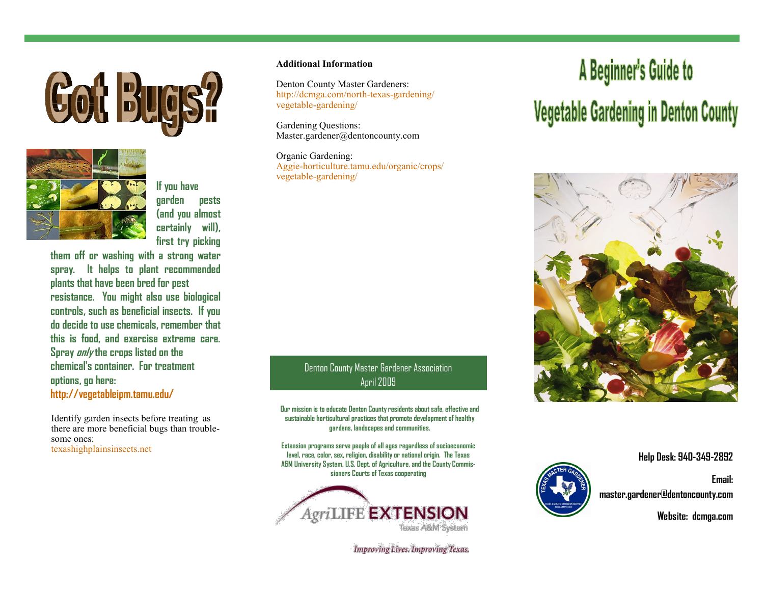# Got Bugs?

**If you have garden pests (and you almost certainly will), first try picking them off or washing with a strong water spray. It helps to plant recommended plants that have been bred for pest resistance. You might also use biological controls, such as beneficial insects. If you do decide to use chemicals, remember that this is food, and exercise extreme care. Spray *only* the crops listed on the chemical's container. For treatment options, go here: http://vegetableipm.tamu.edu/**

Identify garden insects before treating as there are more beneficial bugs than troublesome ones:
texashighplainsinsects.net

**Additional Information**

Denton County Master Gardeners:
http://dcmga.com/north-texas-gardening/vegetable-gardening/

Gardening Questions:
Master.gardener@dentoncounty.com

Organic Gardening:
Aggie-horticulture.tamu.edu/organic/crops/vegetable-gardening/

Denton County Master Gardener Association
April 2009

**Our mission is to educate Denton County residents about safe, effective and sustainable horticultural practices that promote development of healthy gardens, landscapes and communities.**

**Extension programs serve people of all ages regardless of socioeconomic level, race, color, sex, religion, disability or national origin. The Texas A&M University System, U.S. Dept. of Agriculture, and the County Commissioners Courts of Texas cooperating**

AgriLIFE EXTENSION
Texas A&M System

*Improving Lives. Improving Texas.*

# A Beginner's Guide to Vegetable Gardening in Denton County

**Help Desk: 940-349-2892**

**Email: master.gardener@dentoncounty.com**

**Website: dcmga.com**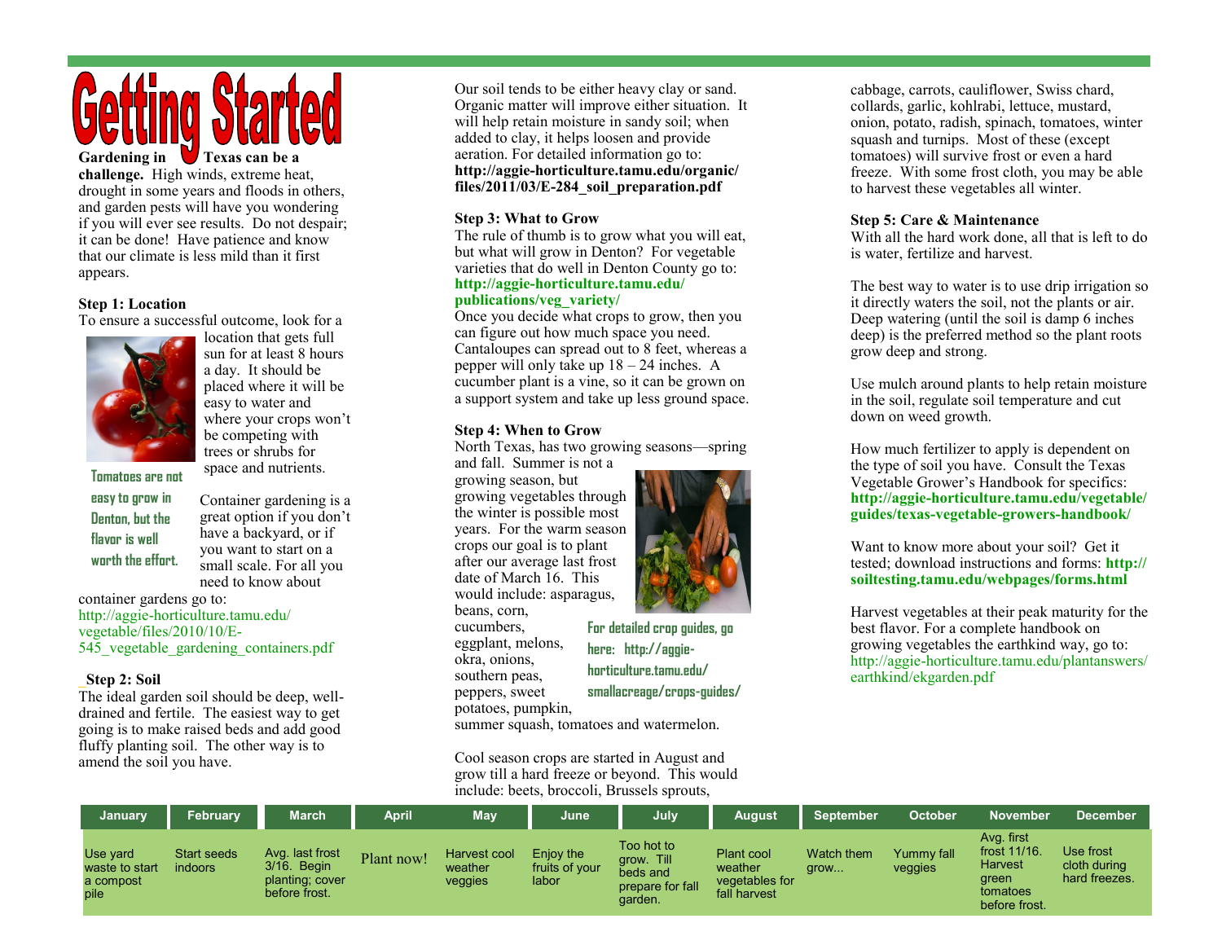# Getting Started

**Gardening in Texas can be a challenge.** High winds, extreme heat, drought in some years and floods in others, and garden pests will have you wondering if you will ever see results. Do not despair; it can be done! Have patience and know that our climate is less mild than it first appears.

**Step 1: Location**

To ensure a successful outcome, look for a location that gets full sun for at least 8 hours a day. It should be placed where it will be easy to water and where your crops won't be competing with trees or shrubs for space and nutrients.

Tomatoes are not easy to grow in Denton, but the flavor is well worth the effort.

Container gardening is a great option if you don't have a backyard, or if you want to start on a small scale. For all you need to know about container gardens go to: http://aggie-horticulture.tamu.edu/vegetable/files/2010/10/E-545_vegetable_gardening_containers.pdf

**Step 2: Soil**

The ideal garden soil should be deep, well-drained and fertile. The easiest way to get going is to make raised beds and add good fluffy planting soil. The other way is to amend the soil you have.

Our soil tends to be either heavy clay or sand. Organic matter will improve either situation. It will help retain moisture in sandy soil; when added to clay, it helps loosen and provide aeration. For detailed information go to: **http://aggie-horticulture.tamu.edu/organic/files/2011/03/E-284_soil_preparation.pdf**

**Step 3: What to Grow**

The rule of thumb is to grow what you will eat, but what will grow in Denton? For vegetable varieties that do well in Denton County go to: **http://aggie-horticulture.tamu.edu/publications/veg_variety/**

Once you decide what crops to grow, then you can figure out how much space you need. Cantaloupes can spread out to 8 feet, whereas a pepper will only take up 18 – 24 inches. A cucumber plant is a vine, so it can be grown on a support system and take up less ground space.

**Step 4: When to Grow**

North Texas, has two growing seasons—spring and fall. Summer is not a growing season, but growing vegetables through the winter is possible most years. For the warm season crops our goal is to plant after our average last frost date of March 16. This would include: asparagus, beans, corn, cucumbers, eggplant, melons, okra, onions, southern peas, peppers, sweet potatoes, pumpkin, summer squash, tomatoes and watermelon.

For detailed crop guides, go here: http://aggie-horticulture.tamu.edu/smallacreage/crops-guides/

Cool season crops are started in August and grow till a hard freeze or beyond. This would include: beets, broccoli, Brussels sprouts, cabbage, carrots, cauliflower, Swiss chard, collards, garlic, kohlrabi, lettuce, mustard, onion, potato, radish, spinach, tomatoes, winter squash and turnips. Most of these (except tomatoes) will survive frost or even a hard freeze. With some frost cloth, you may be able to harvest these vegetables all winter.

**Step 5: Care & Maintenance**

With all the hard work done, all that is left to do is water, fertilize and harvest.

The best way to water is to use drip irrigation so it directly waters the soil, not the plants or air. Deep watering (until the soil is damp 6 inches deep) is the preferred method so the plant roots grow deep and strong.

Use mulch around plants to help retain moisture in the soil, regulate soil temperature and cut down on weed growth.

How much fertilizer to apply is dependent on the type of soil you have. Consult the Texas Vegetable Grower's Handbook for specifics: **http://aggie-horticulture.tamu.edu/vegetable/guides/texas-vegetable-growers-handbook/**

Want to know more about your soil? Get it tested; download instructions and forms: **http://soiltesting.tamu.edu/webpages/forms.html**

Harvest vegetables at their peak maturity for the best flavor. For a complete handbook on growing vegetables the earthkind way, go to: http://aggie-horticulture.tamu.edu/plantanswers/earthkind/ekgarden.pdf

| January | February | March | April | May | June | July | August | September | October | November | December |
|---|---|---|---|---|---|---|---|---|---|---|---|
| Use yard waste to start a compost pile | Start seeds indoors | Avg. last frost 3/16. Begin planting; cover before frost. | Plant now! | Harvest cool weather veggies | Enjoy the fruits of your labor | Too hot to grow. Till beds and prepare for fall garden. | Plant cool weather vegetables for fall harvest | Watch them grow... | Yummy fall veggies | Avg. first frost 11/16. Harvest green tomatoes before frost. | Use frost cloth during hard freezes. |